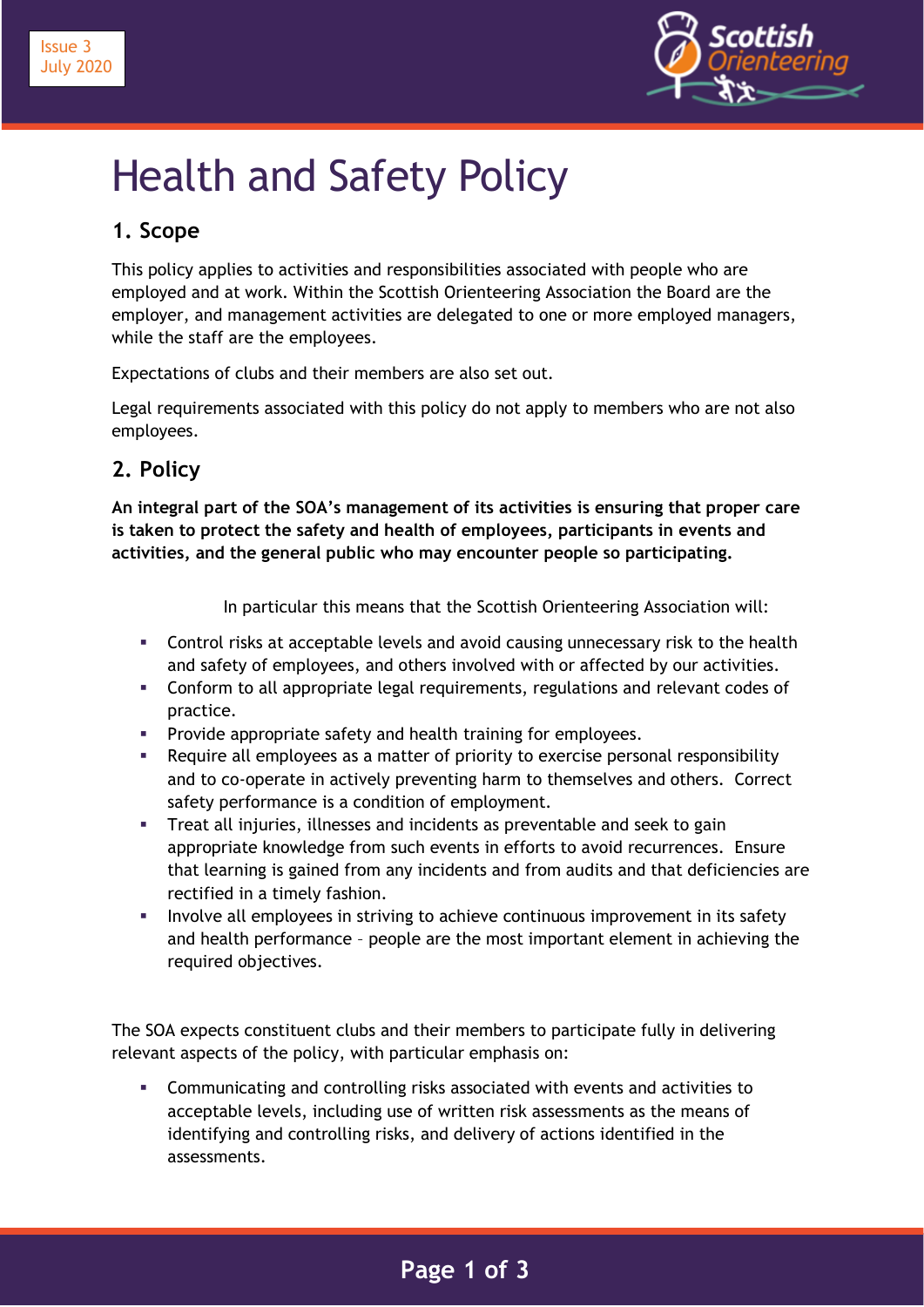Issue 3
July 2020

# Health and Safety Policy

## 1. Scope

This policy applies to activities and responsibilities associated with people who are employed and at work. Within the Scottish Orienteering Association the Board are the employer, and management activities are delegated to one or more employed managers, while the staff are the employees.

Expectations of clubs and their members are also set out.

Legal requirements associated with this policy do not apply to members who are not also employees.

## 2. Policy

**An integral part of the SOA's management of its activities is ensuring that proper care is taken to protect the safety and health of employees, participants in events and activities, and the general public who may encounter people so participating.**

In particular this means that the Scottish Orienteering Association will:

- Control risks at acceptable levels and avoid causing unnecessary risk to the health and safety of employees, and others involved with or affected by our activities.
- Conform to all appropriate legal requirements, regulations and relevant codes of practice.
- Provide appropriate safety and health training for employees.
- Require all employees as a matter of priority to exercise personal responsibility and to co-operate in actively preventing harm to themselves and others. Correct safety performance is a condition of employment.
- Treat all injuries, illnesses and incidents as preventable and seek to gain appropriate knowledge from such events in efforts to avoid recurrences. Ensure that learning is gained from any incidents and from audits and that deficiencies are rectified in a timely fashion.
- Involve all employees in striving to achieve continuous improvement in its safety and health performance – people are the most important element in achieving the required objectives.

The SOA expects constituent clubs and their members to participate fully in delivering relevant aspects of the policy, with particular emphasis on:

- Communicating and controlling risks associated with events and activities to acceptable levels, including use of written risk assessments as the means of identifying and controlling risks, and delivery of actions identified in the assessments.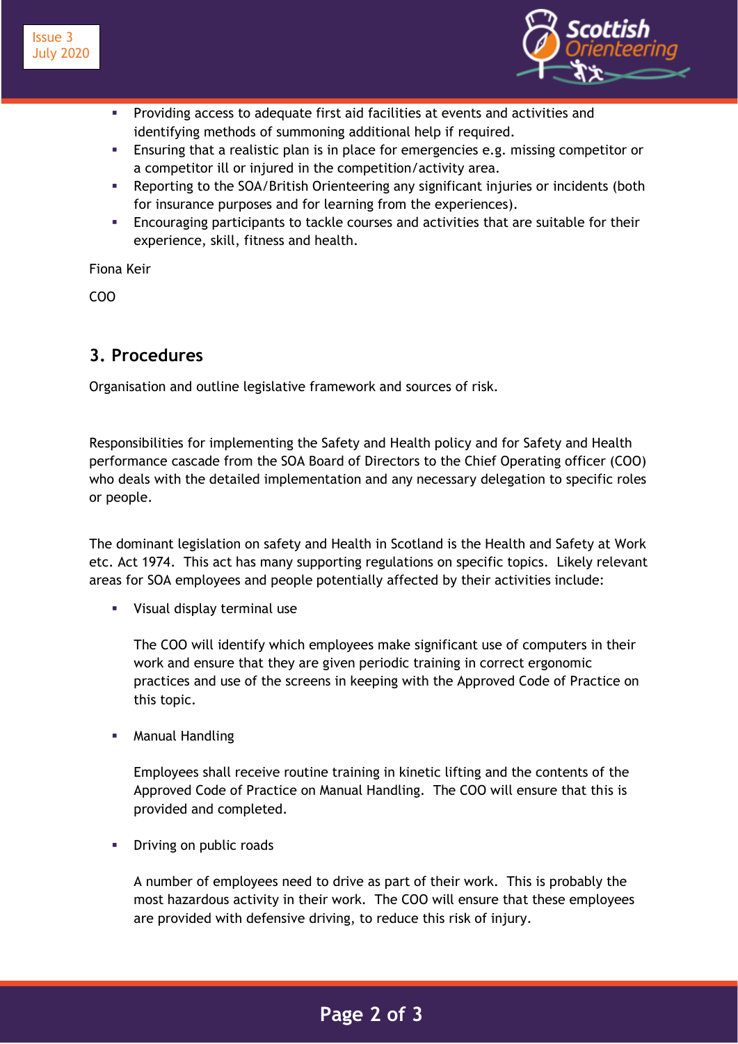- Providing access to adequate first aid facilities at events and activities and identifying methods of summoning additional help if required.
- Ensuring that a realistic plan is in place for emergencies e.g. missing competitor or a competitor ill or injured in the competition/activity area.
- Reporting to the SOA/British Orienteering any significant injuries or incidents (both for insurance purposes and for learning from the experiences).
- Encouraging participants to tackle courses and activities that are suitable for their experience, skill, fitness and health.

Fiona Keir

COO

## 3. Procedures

Organisation and outline legislative framework and sources of risk.

Responsibilities for implementing the Safety and Health policy and for Safety and Health performance cascade from the SOA Board of Directors to the Chief Operating officer (COO) who deals with the detailed implementation and any necessary delegation to specific roles or people.

The dominant legislation on safety and Health in Scotland is the Health and Safety at Work etc. Act 1974. This act has many supporting regulations on specific topics. Likely relevant areas for SOA employees and people potentially affected by their activities include:

- Visual display terminal use

  The COO will identify which employees make significant use of computers in their work and ensure that they are given periodic training in correct ergonomic practices and use of the screens in keeping with the Approved Code of Practice on this topic.

- Manual Handling

  Employees shall receive routine training in kinetic lifting and the contents of the Approved Code of Practice on Manual Handling. The COO will ensure that this is provided and completed.

- Driving on public roads

  A number of employees need to drive as part of their work. This is probably the most hazardous activity in their work. The COO will ensure that these employees are provided with defensive driving, to reduce this risk of injury.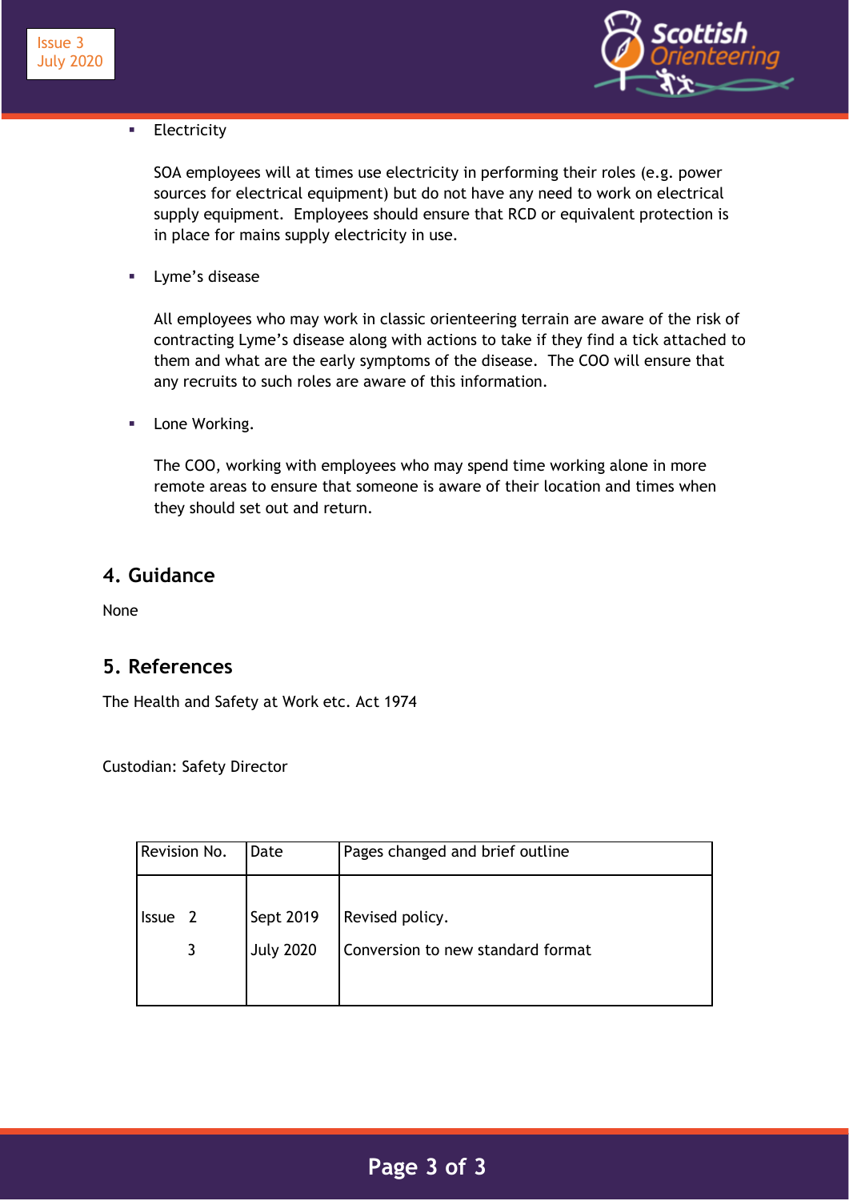- Electricity

  SOA employees will at times use electricity in performing their roles (e.g. power sources for electrical equipment) but do not have any need to work on electrical supply equipment. Employees should ensure that RCD or equivalent protection is in place for mains supply electricity in use.

- Lyme's disease

  All employees who may work in classic orienteering terrain are aware of the risk of contracting Lyme's disease along with actions to take if they find a tick attached to them and what are the early symptoms of the disease. The COO will ensure that any recruits to such roles are aware of this information.

- Lone Working.

  The COO, working with employees who may spend time working alone in more remote areas to ensure that someone is aware of their location and times when they should set out and return.

## 4. Guidance

None

## 5. References

The Health and Safety at Work etc. Act 1974

Custodian: Safety Director

| Revision No. | Date | Pages changed and brief outline |
|---|---|---|
| Issue 2 | Sept 2019 | Revised policy. |
| 3 | July 2020 | Conversion to new standard format |